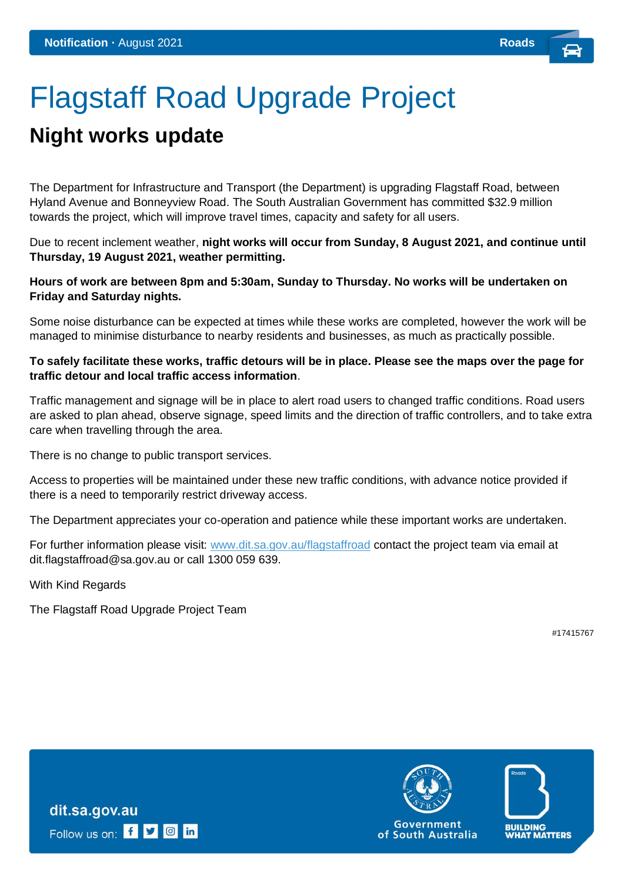**Notification** · August 2021 **Roads**

# Flagstaff Road Upgrade Project

## Night works update

The Department for Infrastructure and Transport (the Department) is upgrading Flagstaff Road, between Hyland Avenue and Bonneyview Road. The South Australian Government has committed $32.9 million towards the project, which will improve travel times, capacity and safety for all users.

Due to recent inclement weather, **night works will occur from Sunday, 8 August 2021, and continue until Thursday, 19 August 2021, weather permitting.**

**Hours of work are between 8pm and 5:30am, Sunday to Thursday. No works will be undertaken on Friday and Saturday nights.**

Some noise disturbance can be expected at times while these works are completed, however the work will be managed to minimise disturbance to nearby residents and businesses, as much as practically possible.

**To safely facilitate these works, traffic detours will be in place. Please see the maps over the page for traffic detour and local traffic access information**.

Traffic management and signage will be in place to alert road users to changed traffic conditions. Road users are asked to plan ahead, observe signage, speed limits and the direction of traffic controllers, and to take extra care when travelling through the area.

There is no change to public transport services.

Access to properties will be maintained under these new traffic conditions, with advance notice provided if there is a need to temporarily restrict driveway access.

The Department appreciates your co-operation and patience while these important works are undertaken.

For further information please visit: [www.dit.sa.gov.au/flagstaffroad](http://www.dit.sa.gov.au/flagstaffroad) contact the project team via email at dit.flagstaffroad@sa.gov.au or call 1300 059 639.

With Kind Regards

The Flagstaff Road Upgrade Project Team

#17415767

dit.sa.gov.au

Follow us on:

Government of South Australia

BUILDING WHAT MATTERS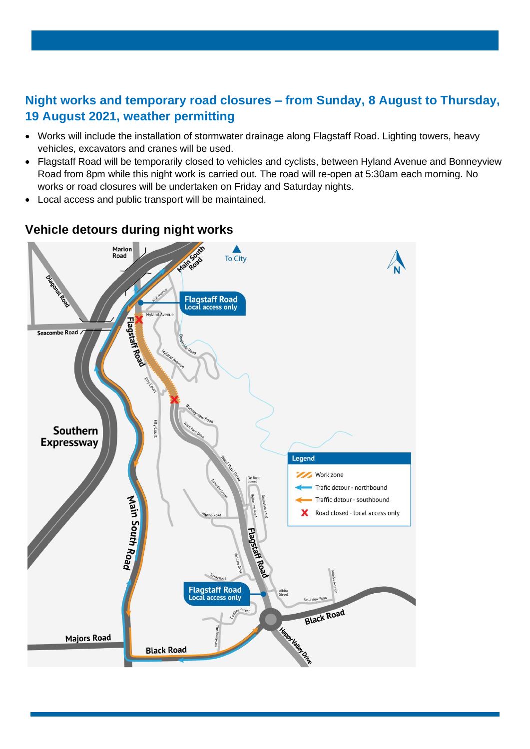## Night works and temporary road closures – from Sunday, 8 August to Thursday, 19 August 2021, weather permitting

- Works will include the installation of stormwater drainage along Flagstaff Road. Lighting towers, heavy vehicles, excavators and cranes will be used.
- Flagstaff Road will be temporarily closed to vehicles and cyclists, between Hyland Avenue and Bonneyview Road from 8pm while this night work is carried out. The road will re-open at 5:30am each morning. No works or road closures will be undertaken on Friday and Saturday nights.
- Local access and public transport will be maintained.

### Vehicle detours during night works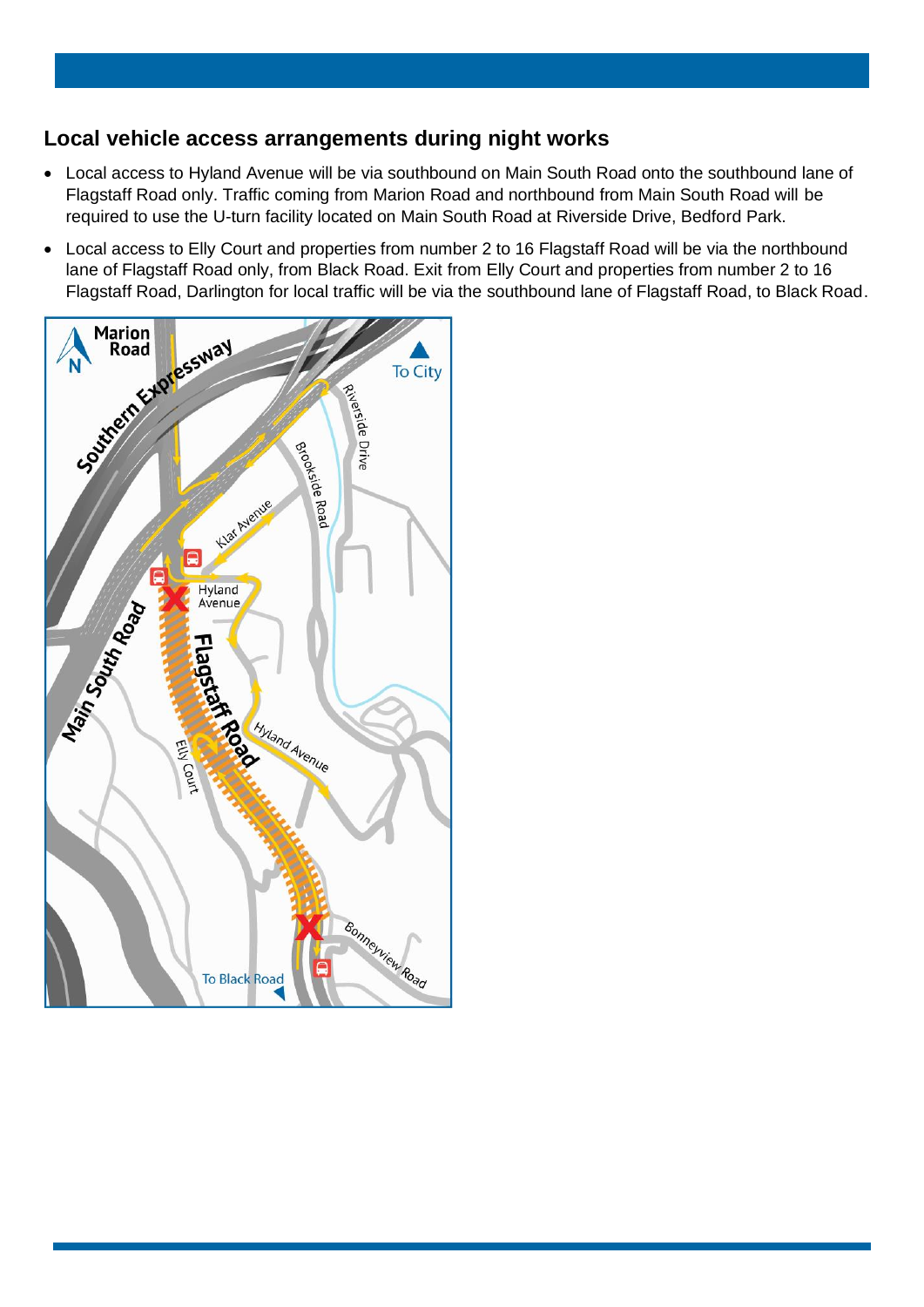## Local vehicle access arrangements during night works

- Local access to Hyland Avenue will be via southbound on Main South Road onto the southbound lane of Flagstaff Road only. Traffic coming from Marion Road and northbound from Main South Road will be required to use the U-turn facility located on Main South Road at Riverside Drive, Bedford Park.
- Local access to Elly Court and properties from number 2 to 16 Flagstaff Road will be via the northbound lane of Flagstaff Road only, from Black Road. Exit from Elly Court and properties from number 2 to 16 Flagstaff Road, Darlington for local traffic will be via the southbound lane of Flagstaff Road, to Black Road.

Marion Road
N
Southern Expressway
To City
Riverside Drive
Brookside Road
Klar Avenue
Hyland Avenue
Main South Road
Flagstaff Road
Elly Court
Hyland Avenue
Bonneyview Road
To Black Road